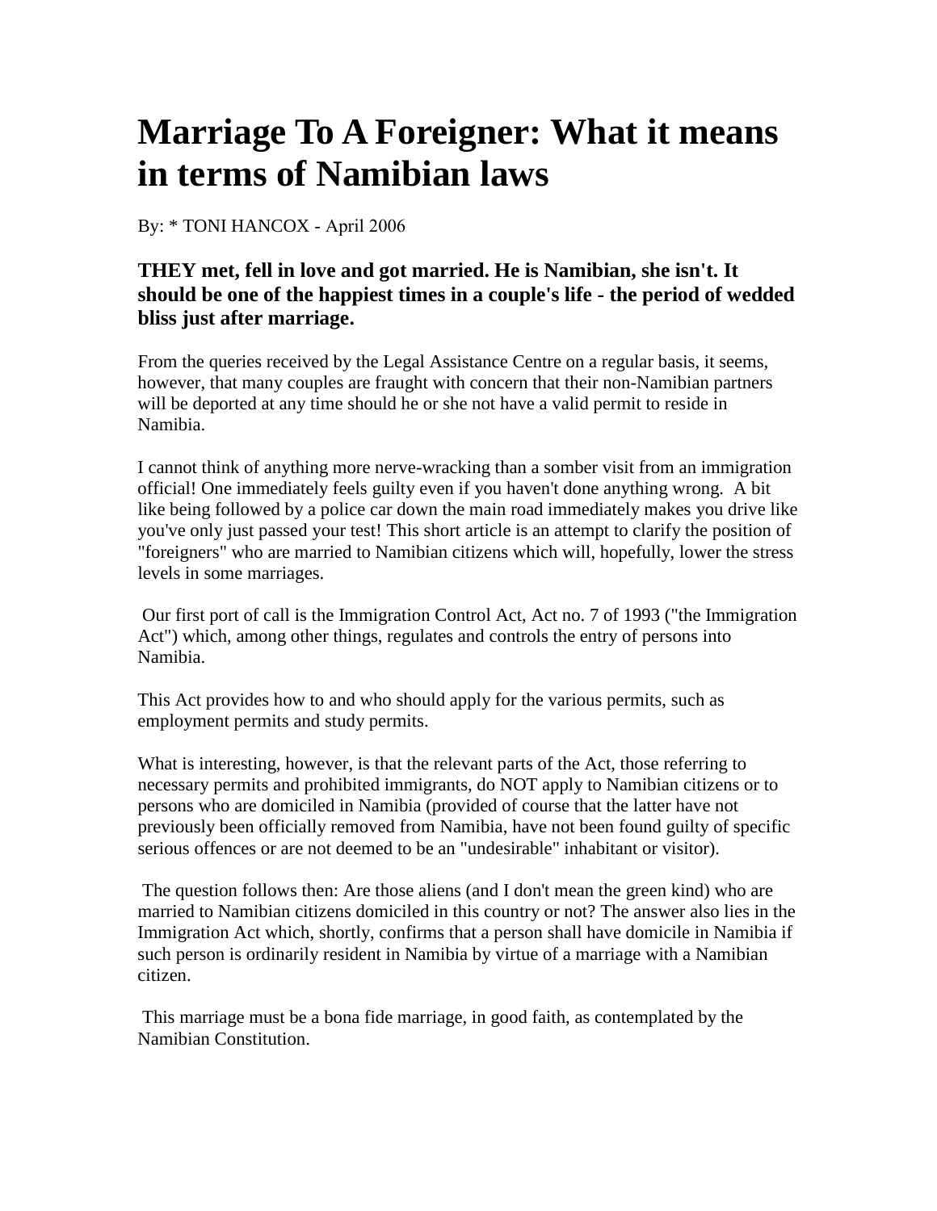# Marriage To A Foreigner: What it means in terms of Namibian laws

By: * TONI HANCOX - April 2006

### THEY met, fell in love and got married. He is Namibian, she isn't. It should be one of the happiest times in a couple's life - the period of wedded bliss just after marriage.

From the queries received by the Legal Assistance Centre on a regular basis, it seems, however, that many couples are fraught with concern that their non-Namibian partners will be deported at any time should he or she not have a valid permit to reside in Namibia.

I cannot think of anything more nerve-wracking than a somber visit from an immigration official! One immediately feels guilty even if you haven't done anything wrong. A bit like being followed by a police car down the main road immediately makes you drive like you've only just passed your test! This short article is an attempt to clarify the position of "foreigners" who are married to Namibian citizens which will, hopefully, lower the stress levels in some marriages.

Our first port of call is the Immigration Control Act, Act no. 7 of 1993 ("the Immigration Act") which, among other things, regulates and controls the entry of persons into Namibia.

This Act provides how to and who should apply for the various permits, such as employment permits and study permits.

What is interesting, however, is that the relevant parts of the Act, those referring to necessary permits and prohibited immigrants, do NOT apply to Namibian citizens or to persons who are domiciled in Namibia (provided of course that the latter have not previously been officially removed from Namibia, have not been found guilty of specific serious offences or are not deemed to be an "undesirable" inhabitant or visitor).

The question follows then: Are those aliens (and I don't mean the green kind) who are married to Namibian citizens domiciled in this country or not? The answer also lies in the Immigration Act which, shortly, confirms that a person shall have domicile in Namibia if such person is ordinarily resident in Namibia by virtue of a marriage with a Namibian citizen.

This marriage must be a bona fide marriage, in good faith, as contemplated by the Namibian Constitution.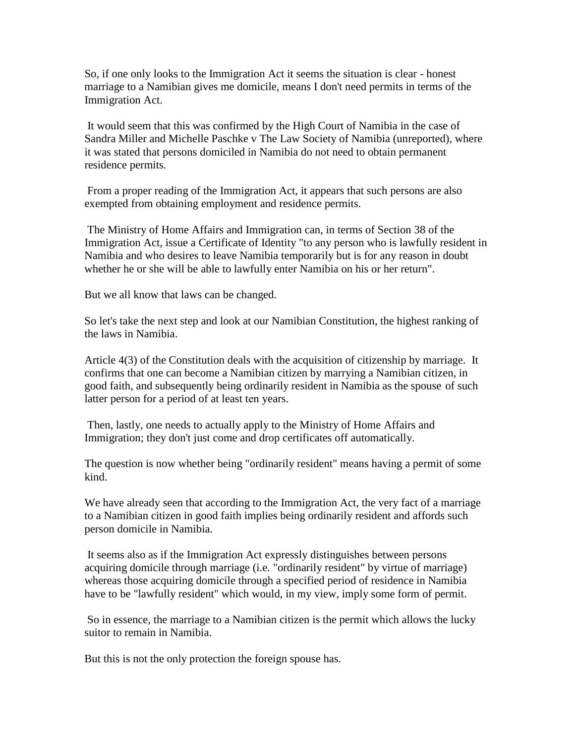So, if one only looks to the Immigration Act it seems the situation is clear - honest marriage to a Namibian gives me domicile, means I don't need permits in terms of the Immigration Act.

It would seem that this was confirmed by the High Court of Namibia in the case of Sandra Miller and Michelle Paschke v The Law Society of Namibia (unreported), where it was stated that persons domiciled in Namibia do not need to obtain permanent residence permits.

From a proper reading of the Immigration Act, it appears that such persons are also exempted from obtaining employment and residence permits.

The Ministry of Home Affairs and Immigration can, in terms of Section 38 of the Immigration Act, issue a Certificate of Identity "to any person who is lawfully resident in Namibia and who desires to leave Namibia temporarily but is for any reason in doubt whether he or she will be able to lawfully enter Namibia on his or her return".

But we all know that laws can be changed.

So let's take the next step and look at our Namibian Constitution, the highest ranking of the laws in Namibia.

Article 4(3) of the Constitution deals with the acquisition of citizenship by marriage. It confirms that one can become a Namibian citizen by marrying a Namibian citizen, in good faith, and subsequently being ordinarily resident in Namibia as the spouse of such latter person for a period of at least ten years.

Then, lastly, one needs to actually apply to the Ministry of Home Affairs and Immigration; they don't just come and drop certificates off automatically.

The question is now whether being "ordinarily resident" means having a permit of some kind.

We have already seen that according to the Immigration Act, the very fact of a marriage to a Namibian citizen in good faith implies being ordinarily resident and affords such person domicile in Namibia.

It seems also as if the Immigration Act expressly distinguishes between persons acquiring domicile through marriage (i.e. "ordinarily resident" by virtue of marriage) whereas those acquiring domicile through a specified period of residence in Namibia have to be "lawfully resident" which would, in my view, imply some form of permit.

So in essence, the marriage to a Namibian citizen is the permit which allows the lucky suitor to remain in Namibia.

But this is not the only protection the foreign spouse has.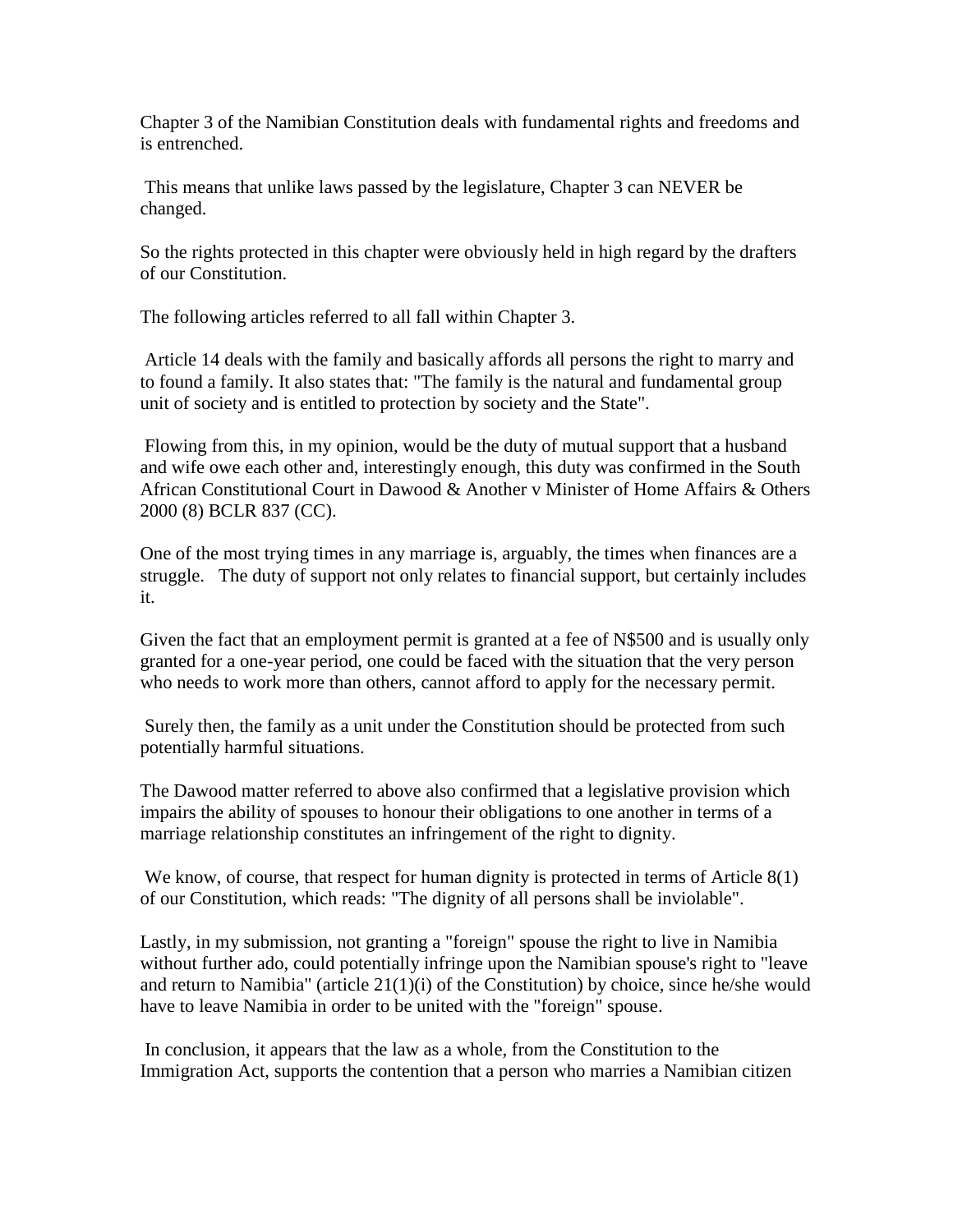Chapter 3 of the Namibian Constitution deals with fundamental rights and freedoms and is entrenched.

This means that unlike laws passed by the legislature, Chapter 3 can NEVER be changed.

So the rights protected in this chapter were obviously held in high regard by the drafters of our Constitution.

The following articles referred to all fall within Chapter 3.

Article 14 deals with the family and basically affords all persons the right to marry and to found a family. It also states that: "The family is the natural and fundamental group unit of society and is entitled to protection by society and the State".

Flowing from this, in my opinion, would be the duty of mutual support that a husband and wife owe each other and, interestingly enough, this duty was confirmed in the South African Constitutional Court in Dawood & Another v Minister of Home Affairs & Others 2000 (8) BCLR 837 (CC).

One of the most trying times in any marriage is, arguably, the times when finances are a struggle. The duty of support not only relates to financial support, but certainly includes it.

Given the fact that an employment permit is granted at a fee of N$500 and is usually only granted for a one-year period, one could be faced with the situation that the very person who needs to work more than others, cannot afford to apply for the necessary permit.

Surely then, the family as a unit under the Constitution should be protected from such potentially harmful situations.

The Dawood matter referred to above also confirmed that a legislative provision which impairs the ability of spouses to honour their obligations to one another in terms of a marriage relationship constitutes an infringement of the right to dignity.

We know, of course, that respect for human dignity is protected in terms of Article 8(1) of our Constitution, which reads: "The dignity of all persons shall be inviolable".

Lastly, in my submission, not granting a "foreign" spouse the right to live in Namibia without further ado, could potentially infringe upon the Namibian spouse's right to "leave and return to Namibia" (article 21(1)(i) of the Constitution) by choice, since he/she would have to leave Namibia in order to be united with the "foreign" spouse.

In conclusion, it appears that the law as a whole, from the Constitution to the Immigration Act, supports the contention that a person who marries a Namibian citizen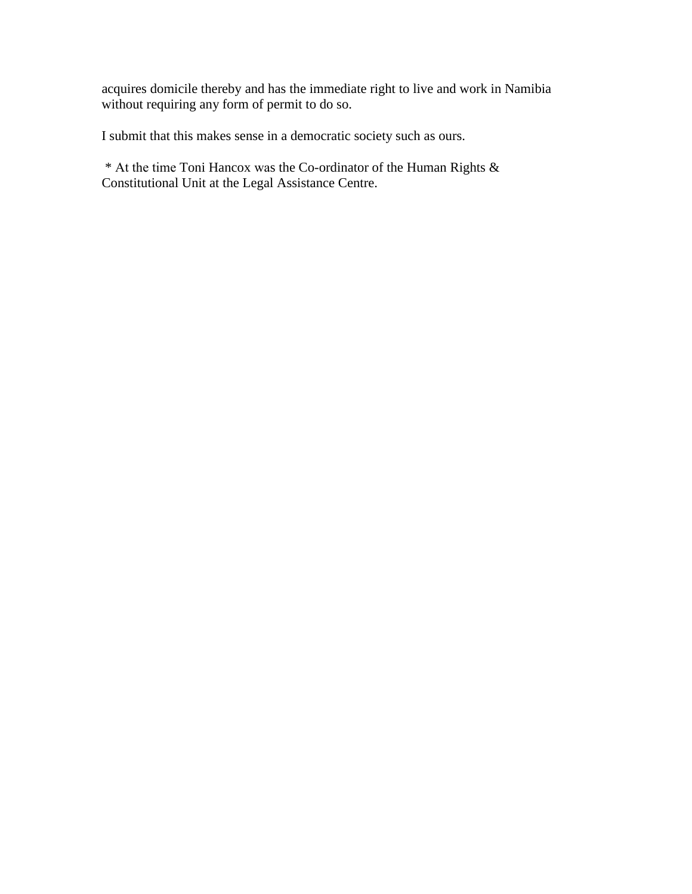acquires domicile thereby and has the immediate right to live and work in Namibia without requiring any form of permit to do so.

I submit that this makes sense in a democratic society such as ours.

* At the time Toni Hancox was the Co-ordinator of the Human Rights & Constitutional Unit at the Legal Assistance Centre.